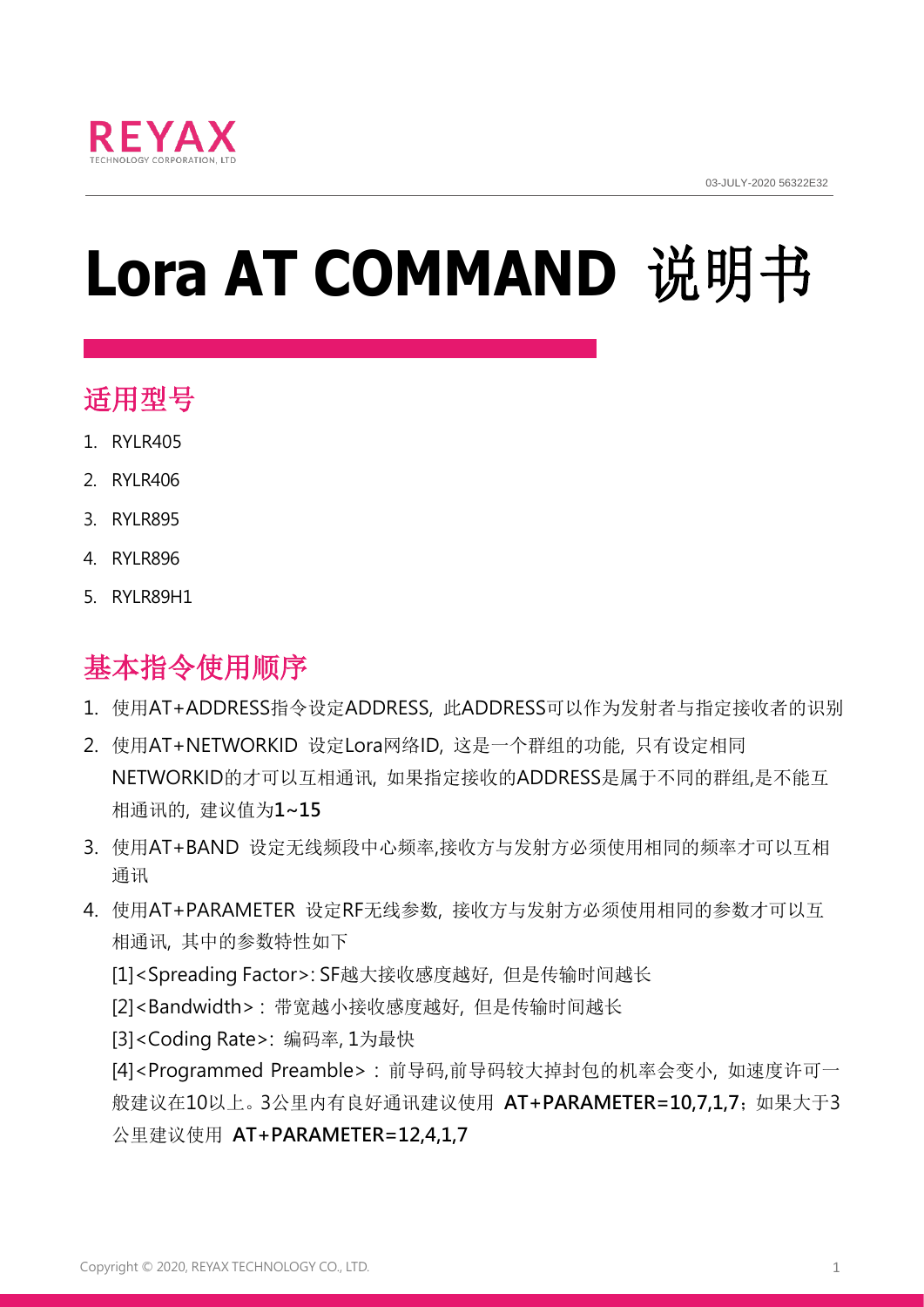REYAX
TECHNOLOGY CORPORATION, LTD

03-JULY-2020 56322E32

# Lora AT COMMAND 说明书

## 适用型号

1. RYLR405
2. RYLR406
3. RYLR895
4. RYLR896
5. RYLR89H1

## 基本指令使用顺序

1. 使用AT+ADDRESS指令设定ADDRESS, 此ADDRESS可以作为发射者与指定接收者的识别
2. 使用AT+NETWORKID 设定Lora网络ID, 这是一个群组的功能, 只有设定相同NETWORKID的才可以互相通讯, 如果指定接收的ADDRESS是属于不同的群组,是不能互相通讯的, 建议值为**1~15**
3. 使用AT+BAND 设定无线频段中心频率,接收方与发射方必须使用相同的频率才可以互相通讯
4. 使用AT+PARAMETER 设定RF无线参数, 接收方与发射方必须使用相同的参数才可以互相通讯, 其中的参数特性如下

   [1]<Spreading Factor>: SF越大接收感度越好, 但是传输时间越长

   [2]<Bandwidth>: 带宽越小接收感度越好, 但是传输时间越长

   [3]<Coding Rate>: 编码率, 1为最快

   [4]<Programmed Preamble>: 前导码,前导码较大掉封包的机率会变小, 如速度许可一般建议在10以上。3公里内有良好通讯建议使用 **AT+PARAMETER=10,7,1,7**；如果大于3公里建议使用 **AT+PARAMETER=12,4,1,7**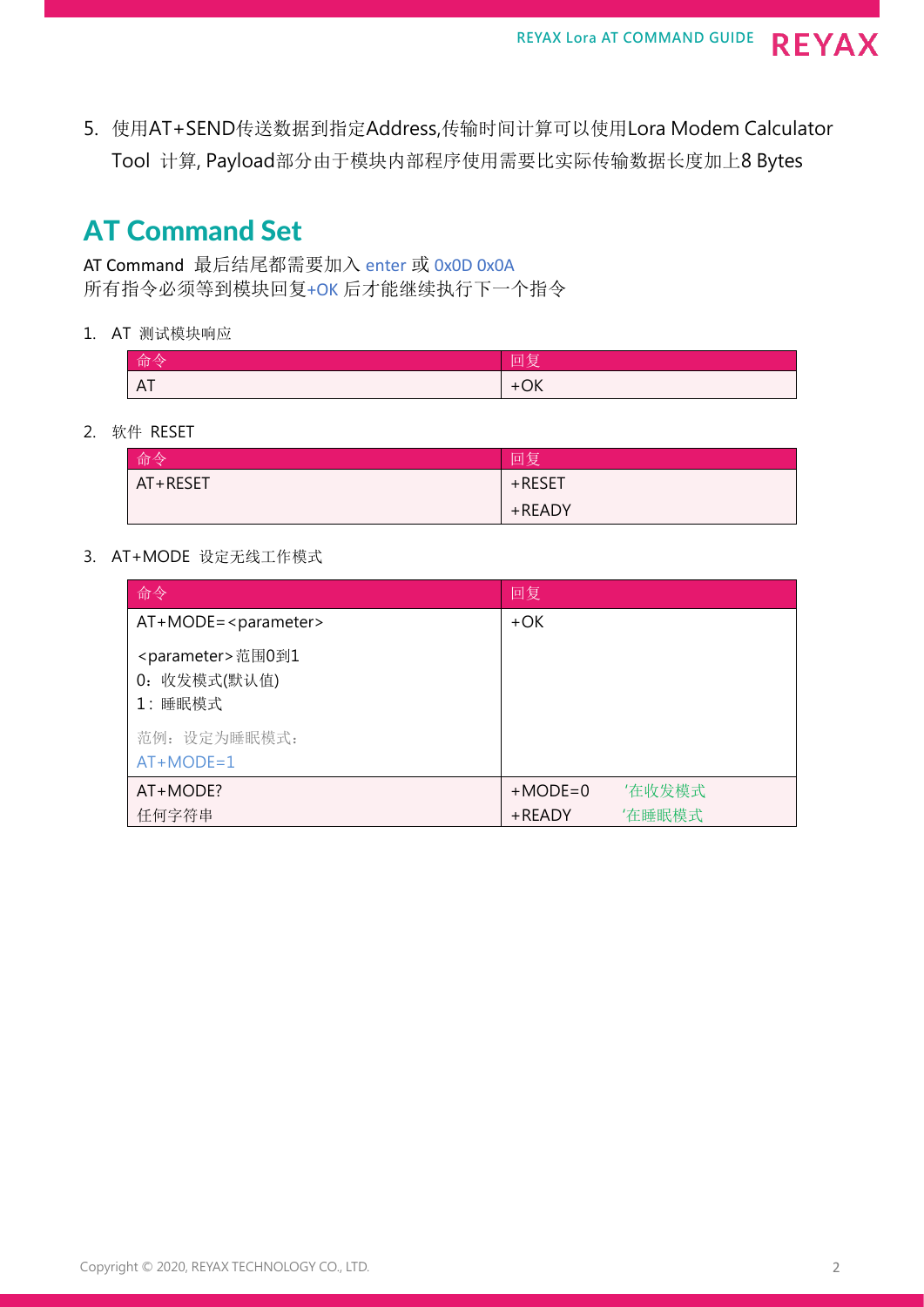5. 使用AT+SEND传送数据到指定Address,传输时间计算可以使用Lora Modem Calculator Tool 计算, Payload部分由于模块内部程序使用需要比实际传输数据长度加上8 Bytes

## AT Command Set

AT Command 最后结尾都需要加入 enter 或 0x0D 0x0A
所有指令必须等到模块回复+OK 后才能继续执行下一个指令

1. AT 测试模块响应

| 命令 | 回复 |
|---|---|
| AT | +OK |

2. 软件 RESET

| 命令 | 回复 |
|---|---|
| AT+RESET | +RESET<br>+READY |

3. AT+MODE 设定无线工作模式

| 命令 | 回复 |
|---|---|
| AT+MODE=<parameter><br><br><parameter>范围0到1<br>0：收发模式(默认值)<br>1：睡眠模式<br><br>范例：设定为睡眠模式：<br>AT+MODE=1 | +OK |
| AT+MODE?<br>任何字符串 | +MODE=0 '在收发模式<br>+READY '在睡眠模式 |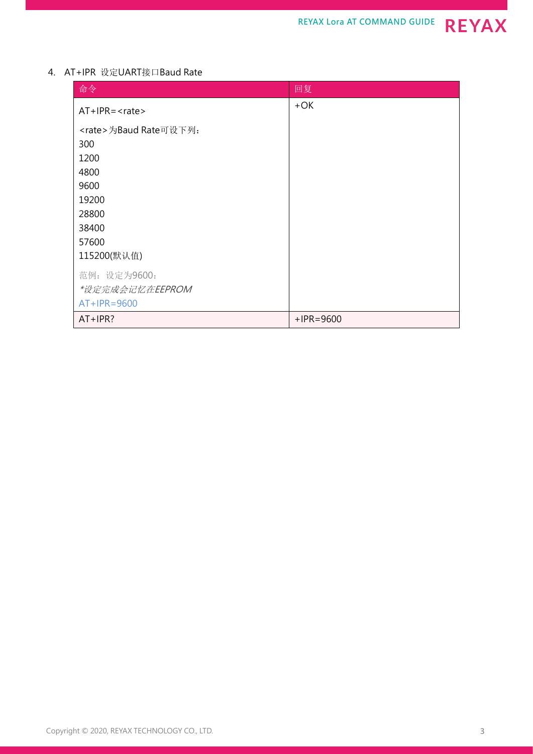4. AT+IPR 设定UART接口Baud Rate

| 命令 | 回复 |
|---|---|
| AT+IPR=<rate><br><br><rate>为Baud Rate可设下列：<br>300<br>1200<br>4800<br>9600<br>19200<br>28800<br>38400<br>57600<br>115200(默认值)<br><br>范例：设定为9600：<br>*设定完成会记忆在EEPROM*<br>AT+IPR=9600 | +OK |
| AT+IPR? | +IPR=9600 |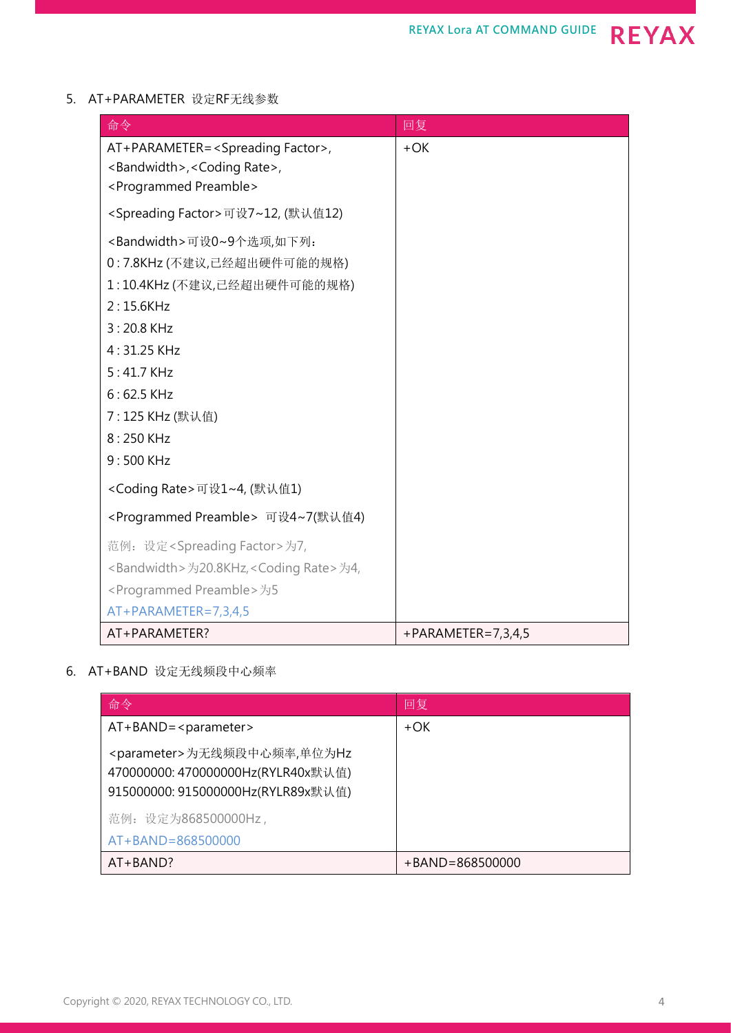5. AT+PARAMETER 设定RF无线参数

| 命令 | 回复 |
| --- | --- |
| AT+PARAMETER=<Spreading Factor>,<Bandwidth>,<Coding Rate>,<Programmed Preamble><br><br><Spreading Factor>可设7~12, (默认值12)<br><br><Bandwidth>可设0~9个选项,如下列：<br>0 : 7.8KHz (不建议,已经超出硬件可能的规格)<br>1 : 10.4KHz (不建议,已经超出硬件可能的规格)<br>2 : 15.6KHz<br>3 : 20.8 KHz<br>4 : 31.25 KHz<br>5 : 41.7 KHz<br>6 : 62.5 KHz<br>7 : 125 KHz (默认值)<br>8 : 250 KHz<br>9 : 500 KHz<br><br><Coding Rate>可设1~4, (默认值1)<br><br><Programmed Preamble> 可设4~7(默认值4)<br><br>范例：设定<Spreading Factor>为7,<Bandwidth>为20.8KHz,<Coding Rate>为4,<Programmed Preamble>为5<br>AT+PARAMETER=7,3,4,5 | +OK |
| AT+PARAMETER? | +PARAMETER=7,3,4,5 |

6. AT+BAND 设定无线频段中心频率

| 命令 | 回复 |
| --- | --- |
| AT+BAND=<parameter><br><br><parameter>为无线频段中心频率,单位为Hz<br>470000000: 470000000Hz(RYLR40x默认值)<br>915000000: 915000000Hz(RYLR89x默认值)<br><br>范例：设定为868500000Hz ,<br>AT+BAND=868500000 | +OK |
| AT+BAND? | +BAND=868500000 |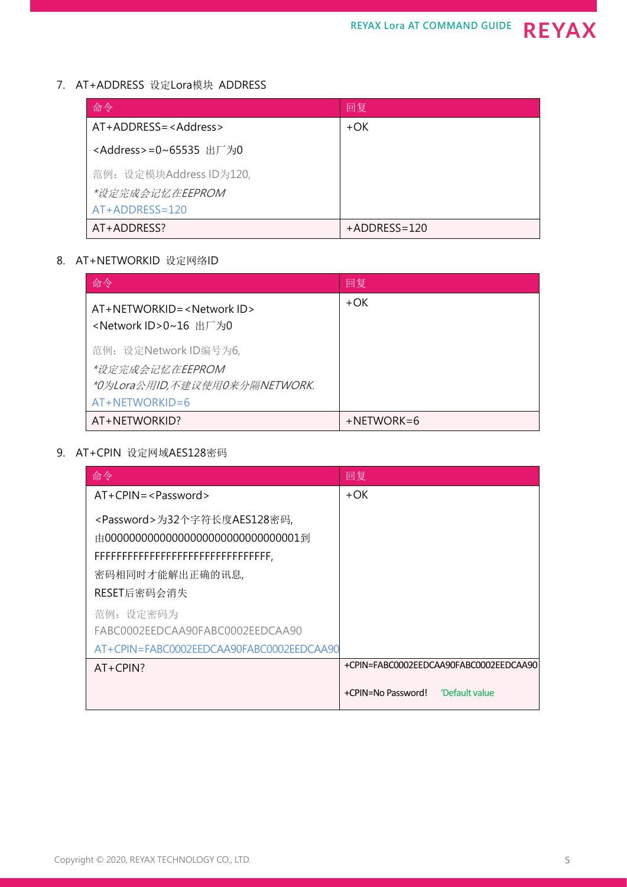7. AT+ADDRESS 设定Lora模块 ADDRESS

| 命令 | 回复 |
| --- | --- |
| AT+ADDRESS=<Address><br><Address>=0~65535 出厂为0<br>范例：设定模块Address ID为120,<br>*设定完成会记忆在EEPROM*<br>AT+ADDRESS=120 | +OK |
| AT+ADDRESS? | +ADDRESS=120 |

8. AT+NETWORKID 设定网络ID

| 命令 | 回复 |
| --- | --- |
| AT+NETWORKID=<Network ID><br><Network ID>0~16 出厂为0<br>范例：设定Network ID编号为6,<br>*设定完成会记忆在EEPROM*<br>*0为Lora公用ID,不建议使用0来分隔NETWORK.*<br>AT+NETWORKID=6 | +OK |
| AT+NETWORKID? | +NETWORK=6 |

9. AT+CPIN 设定网域AES128密码

| 命令 | 回复 |
| --- | --- |
| AT+CPIN=<Password><br><Password>为32个字符长度AES128密码,<br>由00000000000000000000000000000001到<br>FFFFFFFFFFFFFFFFFFFFFFFFFFFFFFFF,<br>密码相同时才能解出正确的讯息,<br>RESET后密码会消失<br>范例：设定密码为<br>FABC0002EEDCAA90FABC0002EEDCAA90<br>AT+CPIN=FABC0002EEDCAA90FABC0002EEDCAA90 | +OK |
| AT+CPIN? | +CPIN=FABC0002EEDCAA90FABC0002EEDCAA90<br>+CPIN=No Password! 'Default value |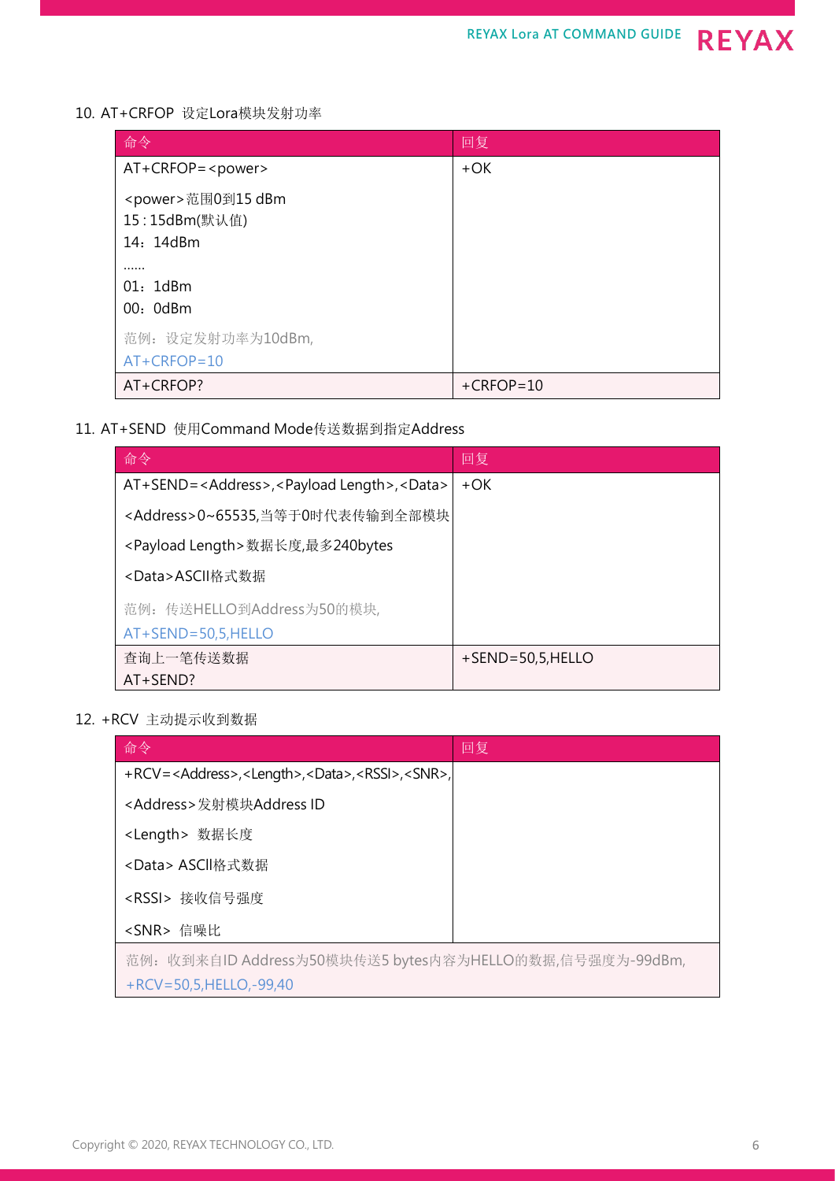10. AT+CRFOP 设定Lora模块发射功率

| 命令 | 回复 |
| --- | --- |
| AT+CRFOP=<power><br><br><power>范围0到15 dBm<br>15 : 15dBm(默认值)<br>14：14dBm<br>……<br>01：1dBm<br>00：0dBm<br><br>范例：设定发射功率为10dBm,<br>AT+CRFOP=10 | +OK |
| AT+CRFOP? | +CRFOP=10 |

11. AT+SEND 使用Command Mode传送数据到指定Address

| 命令 | 回复 |
| --- | --- |
| AT+SEND=<Address>,<Payload Length>,<Data><br><br><Address>0~65535,当等于0时代表传输到全部模块<br><br><Payload Length>数据长度,最多240bytes<br><br><Data>ASCII格式数据<br><br>范例：传送HELLO到Address为50的模块,<br>AT+SEND=50,5,HELLO | +OK |
| 查询上一笔传送数据<br>AT+SEND? | +SEND=50,5,HELLO |

12. +RCV 主动提示收到数据

| 命令 | 回复 |
| --- | --- |
| +RCV=<Address>,<Length>,<Data>,<RSSI>,<SNR>,<br><br><Address>发射模块Address ID<br><br><Length> 数据长度<br><br><Data> ASCII格式数据<br><br><RSSI> 接收信号强度<br><br><SNR> 信噪比 | |
| 范例：收到来自ID Address为50模块传送5 bytes内容为HELLO的数据,信号强度为-99dBm,<br>+RCV=50,5,HELLO,-99,40 | |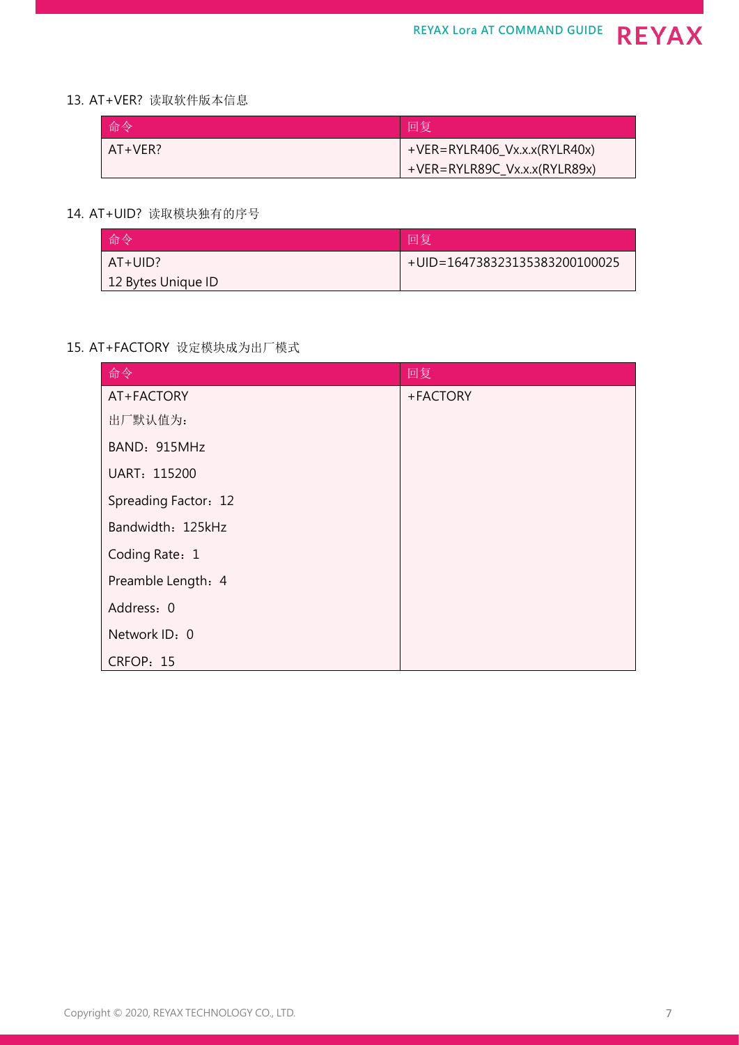13. AT+VER? 读取软件版本信息

| 命令 | 回复 |
| --- | --- |
| AT+VER? | +VER=RYLR406_Vx.x.x(RYLR40x)<br>+VER=RYLR89C_Vx.x.x(RYLR89x) |

14. AT+UID? 读取模块独有的序号

| 命令 | 回复 |
| --- | --- |
| AT+UID?<br>12 Bytes Unique ID | +UID=164738323135383200100025 |

15. AT+FACTORY 设定模块成为出厂模式

| 命令 | 回复 |
| --- | --- |
| AT+FACTORY<br>出厂默认值为：<br>BAND：915MHz<br>UART：115200<br>Spreading Factor：12<br>Bandwidth：125kHz<br>Coding Rate：1<br>Preamble Length：4<br>Address：0<br>Network ID：0<br>CRFOP：15 | +FACTORY |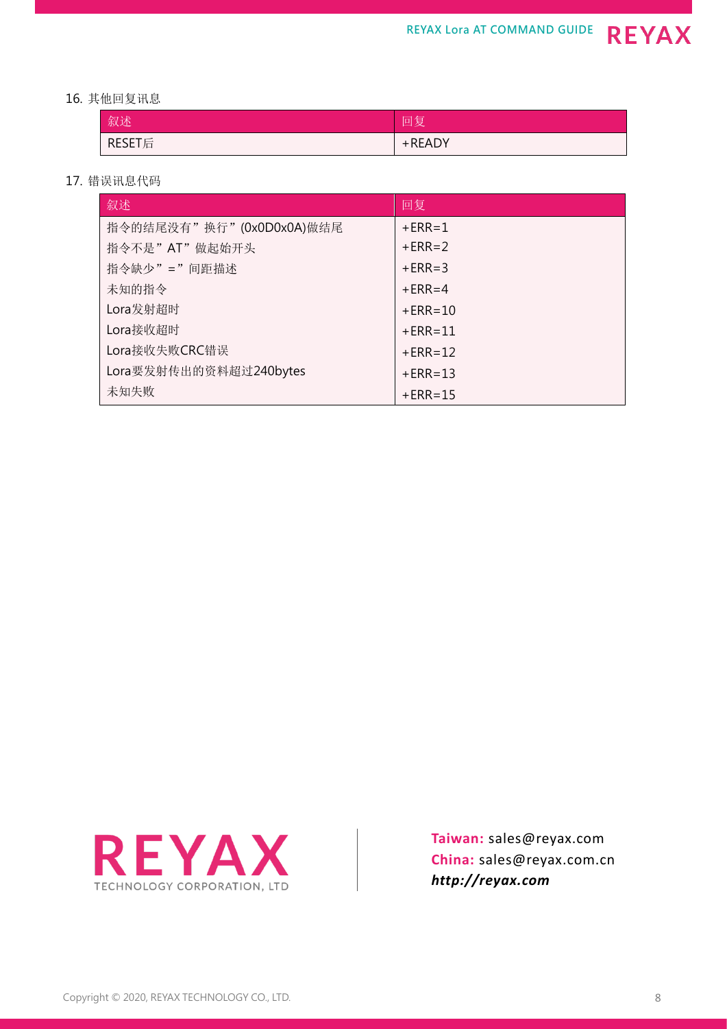16. 其他回复讯息

| 叙述 | 回复 |
| --- | --- |
| RESET后 | +READY |

17. 错误讯息代码

| 叙述 | 回复 |
| --- | --- |
| 指令的结尾没有”换行”(0x0D0x0A)做结尾 | +ERR=1 |
| 指令不是”AT”做起始开头 | +ERR=2 |
| 指令缺少”=”间距描述 | +ERR=3 |
| 未知的指令 | +ERR=4 |
| Lora发射超时 | +ERR=10 |
| Lora接收超时 | +ERR=11 |
| Lora接收失败CRC错误 | +ERR=12 |
| Lora要发射传出的资料超过240bytes | +ERR=13 |
| 未知失败 | +ERR=15 |

REYAX
TECHNOLOGY CORPORATION, LTD

**Taiwan:** sales@reyax.com
**China:** sales@reyax.com.cn
***http://reyax.com***

Copyright © 2020, REYAX TECHNOLOGY CO., LTD.